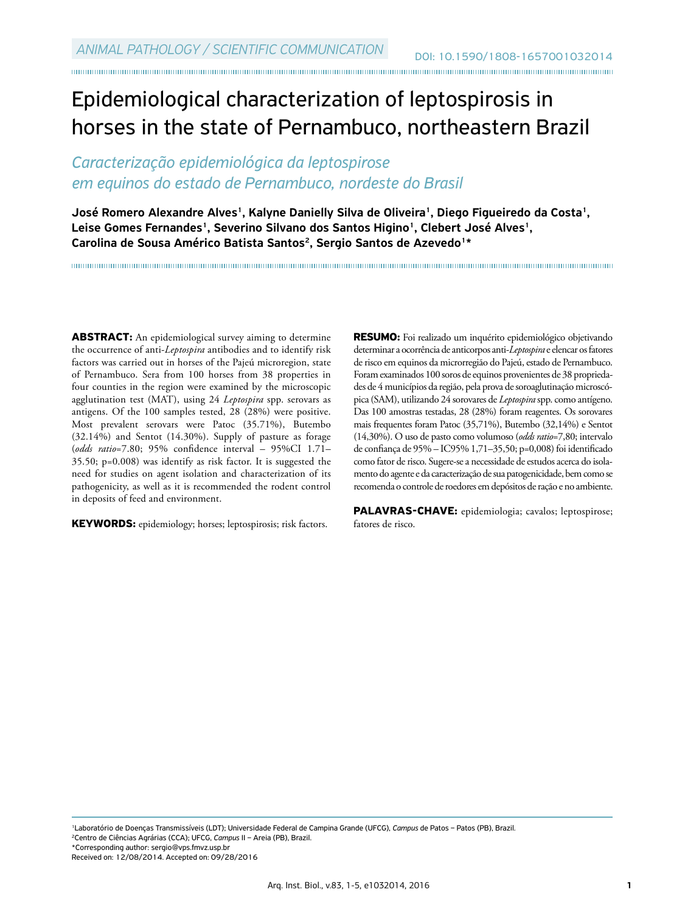ANIMAL PATHOLOGY / SCIENTIFIC COMMUNICATION

DOI: 10.1590/1808-1657001032014

# Epidemiological characterization of leptospirosis in horses in the state of Pernambuco, northeastern Brazil

## *Caracterização epidemiológica da leptospirose em equinos do estado de Pernambuco, nordeste do Brasil*

**José Romero Alexandre Alves[1], Kalyne Danielly Silva de Oliveira[1], Diego Figueiredo da Costa[1], Leise Gomes Fernandes[1], Severino Silvano dos Santos Higino[1], Clebert José Alves[1], Carolina de Sousa Américo Batista Santos[2], Sergio Santos de Azevedo[1]\***

**ABSTRACT:** An epidemiological survey aiming to determine the occurrence of anti-*Leptospira* antibodies and to identify risk factors was carried out in horses of the Pajeú microregion, state of Pernambuco. Sera from 100 horses from 38 properties in four counties in the region were examined by the microscopic agglutination test (MAT), using 24 *Leptospira* spp. serovars as antigens. Of the 100 samples tested, 28 (28%) were positive. Most prevalent serovars were Patoc (35.71%), Butembo (32.14%) and Sentot (14.30%). Supply of pasture as forage (*odds ratio*=7.80; 95% confidence interval – 95%CI 1.71–35.50; p=0.008) was identify as risk factor. It is suggested the need for studies on agent isolation and characterization of its pathogenicity, as well as it is recommended the rodent control in deposits of feed and environment.

**KEYWORDS:** epidemiology; horses; leptospirosis; risk factors.

**RESUMO:** Foi realizado um inquérito epidemiológico objetivando determinar a ocorrência de anticorpos anti-*Leptospira* e elencar os fatores de risco em equinos da microrregião do Pajeú, estado de Pernambuco. Foram examinados 100 soros de equinos provenientes de 38 propriedades de 4 municípios da região, pela prova de soroaglutinação microscópica (SAM), utilizando 24 sorovares de *Leptospira* spp. como antígeno. Das 100 amostras testadas, 28 (28%) foram reagentes. Os sorovares mais frequentes foram Patoc (35,71%), Butembo (32,14%) e Sentot (14,30%). O uso de pasto como volumoso (*odds ratio*=7,80; intervalo de confiança de 95% – IC95% 1,71–35,50; p=0,008) foi identificado como fator de risco. Sugere-se a necessidade de estudos acerca do isolamento do agente e da caracterização de sua patogenicidade, bem como se recomenda o controle de roedores em depósitos de ração e no ambiente.

**PALAVRAS-CHAVE:** epidemiologia; cavalos; leptospirose; fatores de risco.

[1]Laboratório de Doenças Transmissíveis (LDT); Universidade Federal de Campina Grande (UFCG), *Campus* de Patos – Patos (PB), Brazil.
[2]Centro de Ciências Agrárias (CCA); UFCG, *Campus* II – Areia (PB), Brazil.
\*Corresponding author: sergio@vps.fmvz.usp.br
Received on: 12/08/2014. Accepted on: 09/28/2016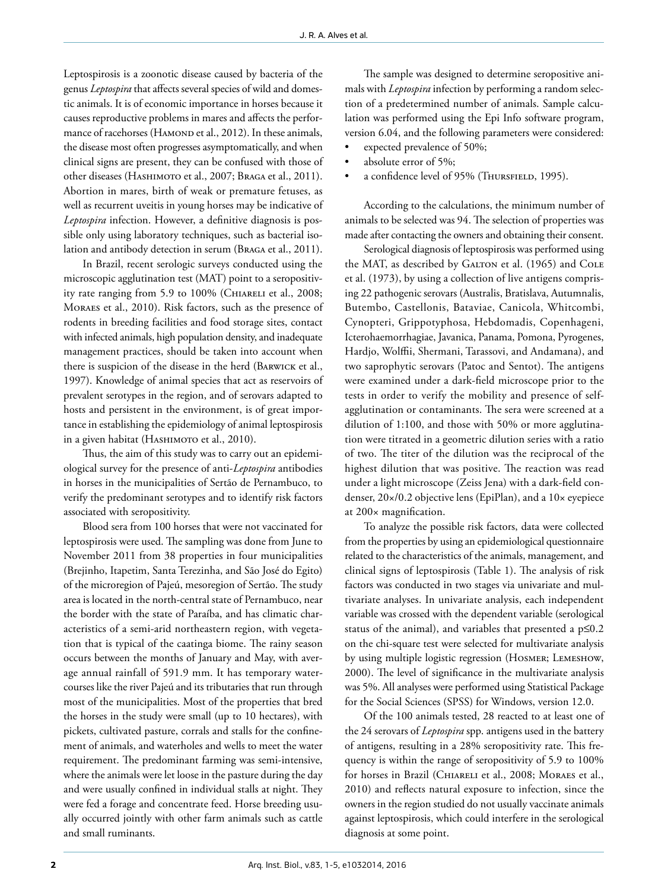Leptospirosis is a zoonotic disease caused by bacteria of the genus *Leptospira* that affects several species of wild and domestic animals. It is of economic importance in horses because it causes reproductive problems in mares and affects the performance of racehorses (Hamond et al., 2012). In these animals, the disease most often progresses asymptomatically, and when clinical signs are present, they can be confused with those of other diseases (Hashimoto et al., 2007; Braga et al., 2011). Abortion in mares, birth of weak or premature fetuses, as well as recurrent uveitis in young horses may be indicative of *Leptospira* infection. However, a definitive diagnosis is possible only using laboratory techniques, such as bacterial isolation and antibody detection in serum (Braga et al., 2011).

In Brazil, recent serologic surveys conducted using the microscopic agglutination test (MAT) point to a seropositivity rate ranging from 5.9 to 100% (Chiareli et al., 2008; Moraes et al., 2010). Risk factors, such as the presence of rodents in breeding facilities and food storage sites, contact with infected animals, high population density, and inadequate management practices, should be taken into account when there is suspicion of the disease in the herd (Barwick et al., 1997). Knowledge of animal species that act as reservoirs of prevalent serotypes in the region, and of serovars adapted to hosts and persistent in the environment, is of great importance in establishing the epidemiology of animal leptospirosis in a given habitat (Hashimoto et al., 2010).

Thus, the aim of this study was to carry out an epidemiological survey for the presence of anti-*Leptospira* antibodies in horses in the municipalities of Sertão de Pernambuco, to verify the predominant serotypes and to identify risk factors associated with seropositivity.

Blood sera from 100 horses that were not vaccinated for leptospirosis were used. The sampling was done from June to November 2011 from 38 properties in four municipalities (Brejinho, Itapetim, Santa Terezinha, and São José do Egito) of the microregion of Pajeú, mesoregion of Sertão. The study area is located in the north-central state of Pernambuco, near the border with the state of Paraíba, and has climatic characteristics of a semi-arid northeastern region, with vegetation that is typical of the caatinga biome. The rainy season occurs between the months of January and May, with average annual rainfall of 591.9 mm. It has temporary watercourses like the river Pajeú and its tributaries that run through most of the municipalities. Most of the properties that bred the horses in the study were small (up to 10 hectares), with pickets, cultivated pasture, corrals and stalls for the confinement of animals, and waterholes and wells to meet the water requirement. The predominant farming was semi-intensive, where the animals were let loose in the pasture during the day and were usually confined in individual stalls at night. They were fed a forage and concentrate feed. Horse breeding usually occurred jointly with other farm animals such as cattle and small ruminants.

The sample was designed to determine seropositive animals with *Leptospira* infection by performing a random selection of a predetermined number of animals. Sample calculation was performed using the Epi Info software program, version 6.04, and the following parameters were considered:

- expected prevalence of 50%;
- absolute error of 5%;
- a confidence level of 95% (Thursfield, 1995).

According to the calculations, the minimum number of animals to be selected was 94. The selection of properties was made after contacting the owners and obtaining their consent.

Serological diagnosis of leptospirosis was performed using the MAT, as described by Galton et al. (1965) and Cole et al. (1973), by using a collection of live antigens comprising 22 pathogenic serovars (Australis, Bratislava, Autumnalis, Butembo, Castellonis, Bataviae, Canicola, Whitcombi, Cynopteri, Grippotyphosa, Hebdomadis, Copenhageni, Icterohaemorrhagiae, Javanica, Panama, Pomona, Pyrogenes, Hardjo, Wolffii, Shermani, Tarassovi, and Andamana), and two saprophytic serovars (Patoc and Sentot). The antigens were examined under a dark-field microscope prior to the tests in order to verify the mobility and presence of self-agglutination or contaminants. The sera were screened at a dilution of 1:100, and those with 50% or more agglutination were titrated in a geometric dilution series with a ratio of two. The titer of the dilution was the reciprocal of the highest dilution that was positive. The reaction was read under a light microscope (Zeiss Jena) with a dark-field condenser, 20×/0.2 objective lens (EpiPlan), and a 10× eyepiece at 200× magnification.

To analyze the possible risk factors, data were collected from the properties by using an epidemiological questionnaire related to the characteristics of the animals, management, and clinical signs of leptospirosis (Table 1). The analysis of risk factors was conducted in two stages via univariate and multivariate analyses. In univariate analysis, each independent variable was crossed with the dependent variable (serological status of the animal), and variables that presented a $p \leq 0.2$ on the chi-square test were selected for multivariate analysis by using multiple logistic regression (Hosmer; Lemeshow, 2000). The level of significance in the multivariate analysis was 5%. All analyses were performed using Statistical Package for the Social Sciences (SPSS) for Windows, version 12.0.

Of the 100 animals tested, 28 reacted to at least one of the 24 serovars of *Leptospira* spp. antigens used in the battery of antigens, resulting in a 28% seropositivity rate. This frequency is within the range of seropositivity of 5.9 to 100% for horses in Brazil (Chiareli et al., 2008; Moraes et al., 2010) and reflects natural exposure to infection, since the owners in the region studied do not usually vaccinate animals against leptospirosis, which could interfere in the serological diagnosis at some point.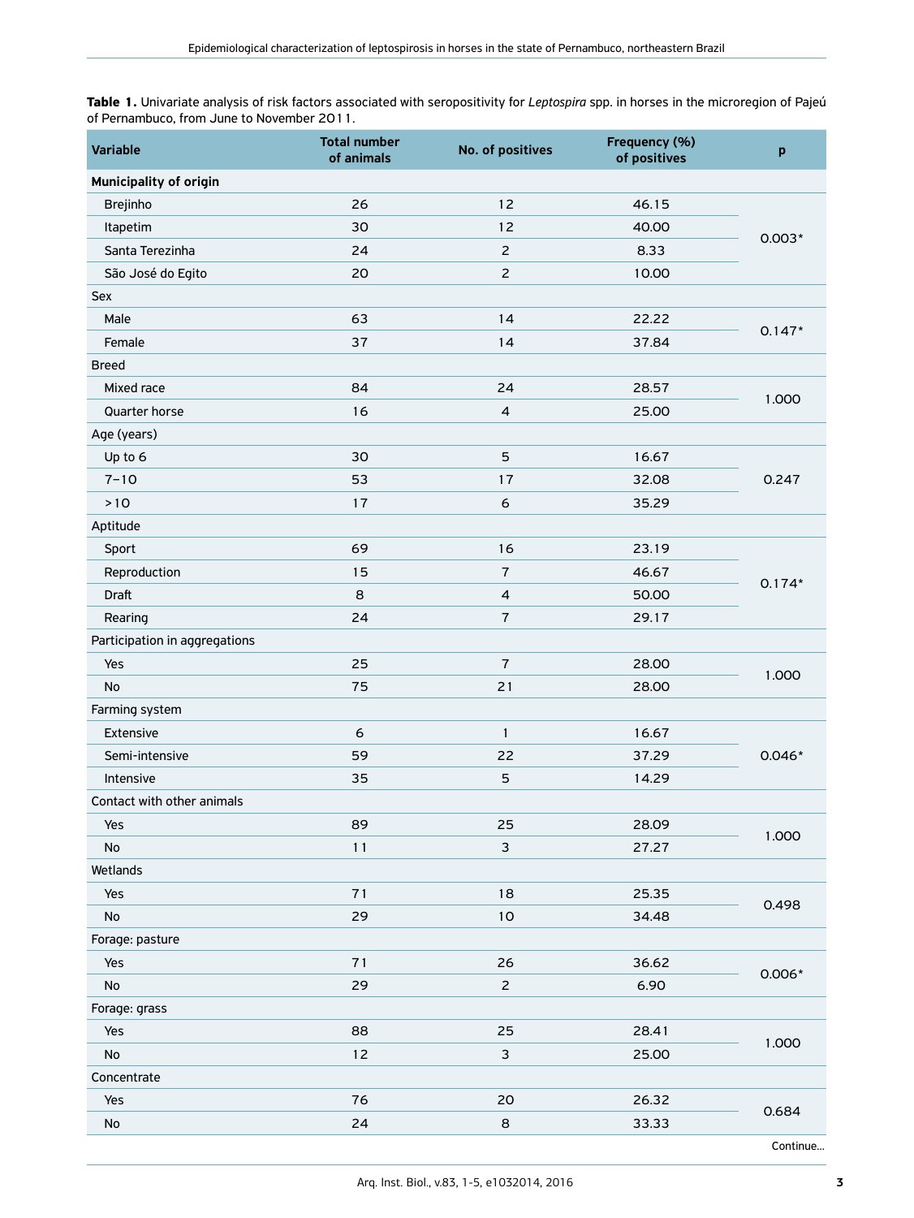**Table 1.** Univariate analysis of risk factors associated with seropositivity for *Leptospira* spp. in horses in the microregion of Pajeú of Pernambuco, from June to November 2011.

| Variable | Total number of animals | No. of positives | Frequency (%) of positives | p |
|---|---|---|---|---|
| **Municipality of origin** | | | | |
| Brejinho | 26 | 12 | 46.15 | 0.003* |
| Itapetim | 30 | 12 | 40.00 | |
| Santa Terezinha | 24 | 2 | 8.33 | |
| São José do Egito | 20 | 2 | 10.00 | |
| Sex | | | | |
| Male | 63 | 14 | 22.22 | 0.147* |
| Female | 37 | 14 | 37.84 | |
| Breed | | | | |
| Mixed race | 84 | 24 | 28.57 | 1.000 |
| Quarter horse | 16 | 4 | 25.00 | |
| Age (years) | | | | |
| Up to 6 | 30 | 5 | 16.67 | 0.247 |
| 7–10 | 53 | 17 | 32.08 | |
| >10 | 17 | 6 | 35.29 | |
| Aptitude | | | | |
| Sport | 69 | 16 | 23.19 | 0.174* |
| Reproduction | 15 | 7 | 46.67 | |
| Draft | 8 | 4 | 50.00 | |
| Rearing | 24 | 7 | 29.17 | |
| Participation in aggregations | | | | |
| Yes | 25 | 7 | 28.00 | 1.000 |
| No | 75 | 21 | 28.00 | |
| Farming system | | | | |
| Extensive | 6 | 1 | 16.67 | 0.046* |
| Semi-intensive | 59 | 22 | 37.29 | |
| Intensive | 35 | 5 | 14.29 | |
| Contact with other animals | | | | |
| Yes | 89 | 25 | 28.09 | 1.000 |
| No | 11 | 3 | 27.27 | |
| Wetlands | | | | |
| Yes | 71 | 18 | 25.35 | 0.498 |
| No | 29 | 10 | 34.48 | |
| Forage: pasture | | | | |
| Yes | 71 | 26 | 36.62 | 0.006* |
| No | 29 | 2 | 6.90 | |
| Forage: grass | | | | |
| Yes | 88 | 25 | 28.41 | 1.000 |
| No | 12 | 3 | 25.00 | |
| Concentrate | | | | |
| Yes | 76 | 20 | 26.32 | 0.684 |
| No | 24 | 8 | 33.33 | |

Continue...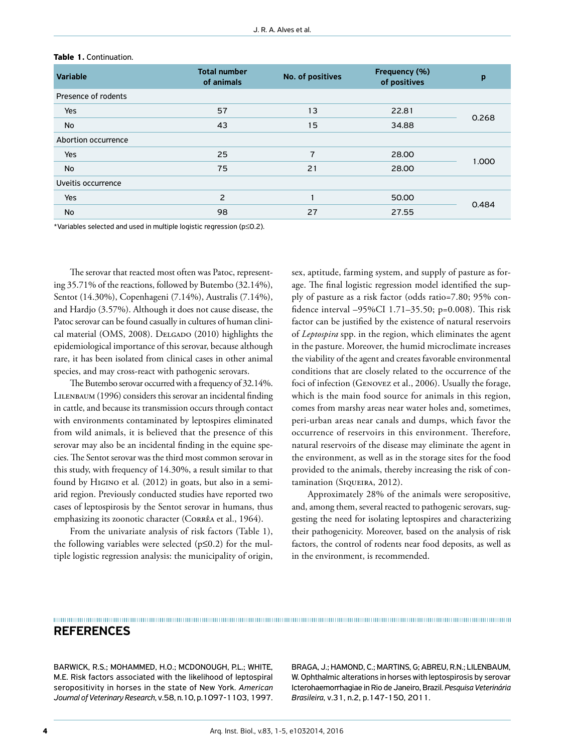**Table 1.** Continuation.

| Variable | Total number of animals | No. of positives | Frequency (%) of positives | p |
|---|---|---|---|---|
| Presence of rodents | | | | |
| Yes | 57 | 13 | 22.81 | 0.268 |
| No | 43 | 15 | 34.88 | |
| Abortion occurrence | | | | |
| Yes | 25 | 7 | 28.00 | 1.000 |
| No | 75 | 21 | 28.00 | |
| Uveitis occurrence | | | | |
| Yes | 2 | 1 | 50.00 | 0.484 |
| No | 98 | 27 | 27.55 | |

*Variables selected and used in multiple logistic regression (p≤0.2).

The serovar that reacted most often was Patoc, representing 35.71% of the reactions, followed by Butembo (32.14%), Sentot (14.30%), Copenhageni (7.14%), Australis (7.14%), and Hardjo (3.57%). Although it does not cause disease, the Patoc serovar can be found casually in cultures of human clinical material (OMS, 2008). Delgado (2010) highlights the epidemiological importance of this serovar, because although rare, it has been isolated from clinical cases in other animal species, and may cross-react with pathogenic serovars.

The Butembo serovar occurred with a frequency of 32.14%. Lilenbaum (1996) considers this serovar an incidental finding in cattle, and because its transmission occurs through contact with environments contaminated by leptospires eliminated from wild animals, it is believed that the presence of this serovar may also be an incidental finding in the equine species. The Sentot serovar was the third most common serovar in this study, with frequency of 14.30%, a result similar to that found by Higino et al. (2012) in goats, but also in a semiarid region. Previously conducted studies have reported two cases of leptospirosis by the Sentot serovar in humans, thus emphasizing its zoonotic character (Corrêa et al., 1964).

From the univariate analysis of risk factors (Table 1), the following variables were selected (p≤0.2) for the multiple logistic regression analysis: the municipality of origin, sex, aptitude, farming system, and supply of pasture as forage. The final logistic regression model identified the supply of pasture as a risk factor (odds ratio=7.80; 95% confidence interval –95%CI 1.71–35.50; p=0.008). This risk factor can be justified by the existence of natural reservoirs of *Leptospira* spp. in the region, which eliminates the agent in the pasture. Moreover, the humid microclimate increases the viability of the agent and creates favorable environmental conditions that are closely related to the occurrence of the foci of infection (Genovez et al., 2006). Usually the forage, which is the main food source for animals in this region, comes from marshy areas near water holes and, sometimes, peri-urban areas near canals and dumps, which favor the occurrence of reservoirs in this environment. Therefore, natural reservoirs of the disease may eliminate the agent in the environment, as well as in the storage sites for the food provided to the animals, thereby increasing the risk of contamination (Siqueira, 2012).

Approximately 28% of the animals were seropositive, and, among them, several reacted to pathogenic serovars, suggesting the need for isolating leptospires and characterizing their pathogenicity. Moreover, based on the analysis of risk factors, the control of rodents near food deposits, as well as in the environment, is recommended.

## REFERENCES

BARWICK, R.S.; MOHAMMED, H.O.; MCDONOUGH, P.L.; WHITE, M.E. Risk factors associated with the likelihood of leptospiral seropositivity in horses in the state of New York. *American Journal of Veterinary Research*, v.58, n.10, p.1097-1103, 1997.

BRAGA, J.; HAMOND, C.; MARTINS, G; ABREU, R.N.; LILENBAUM, W. Ophthalmic alterations in horses with leptospirosis by serovar Icterohaemorrhagiae in Rio de Janeiro, Brazil. *Pesquisa Veterinária Brasileira*, v.31, n.2, p.147-150, 2011.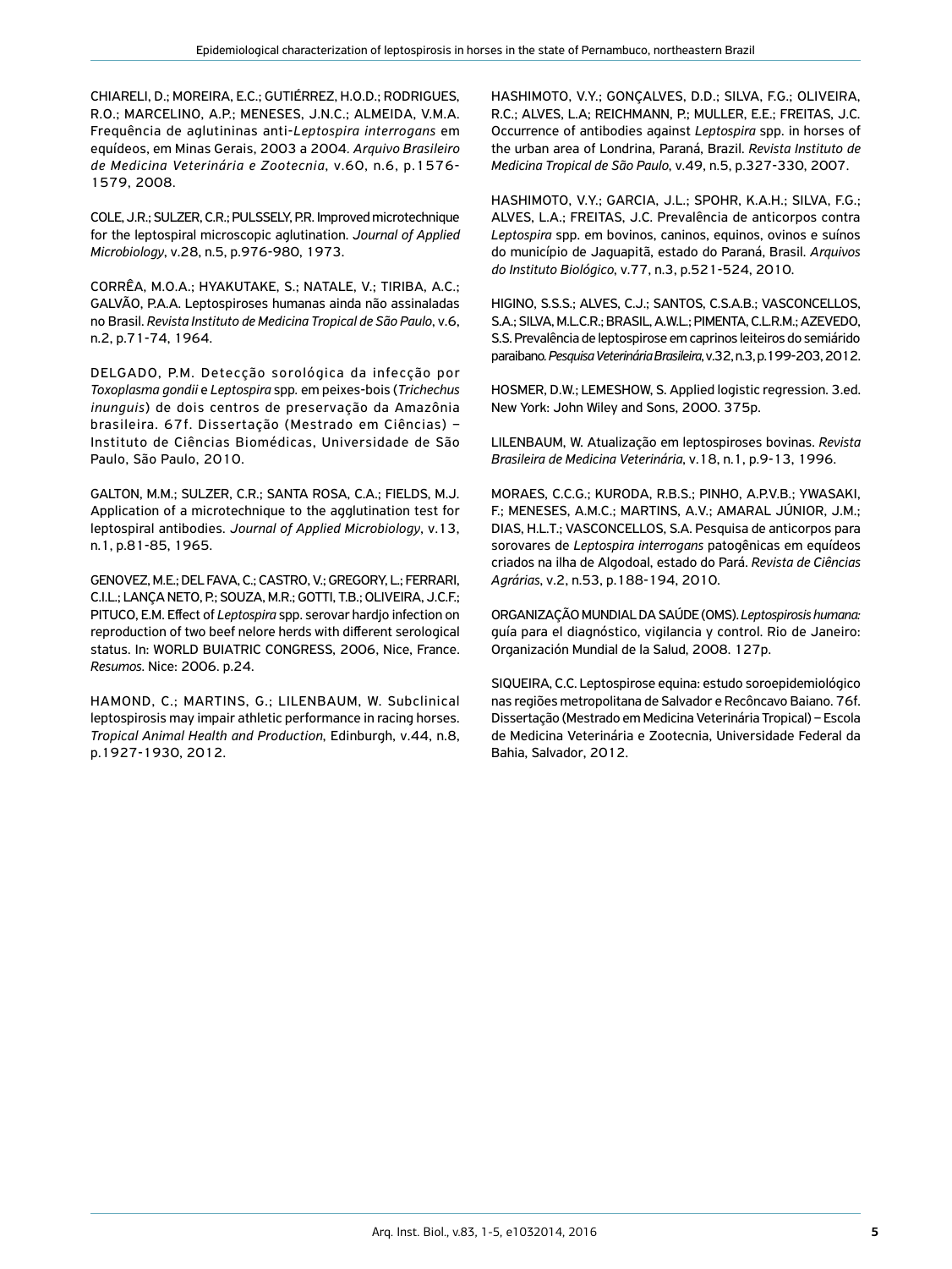CHIARELI, D.; MOREIRA, E.C.; GUTIÉRREZ, H.O.D.; RODRIGUES, R.O.; MARCELINO, A.P.; MENESES, J.N.C.; ALMEIDA, V.M.A. Frequência de aglutininas anti-*Leptospira interrogans* em equídeos, em Minas Gerais, 2003 a 2004. *Arquivo Brasileiro de Medicina Veterinária e Zootecnia*, v.60, n.6, p.1576-1579, 2008.

COLE, J.R.; SULZER, C.R.; PULSSELY, P.R. Improved microtechnique for the leptospiral microscopic aglutination. *Journal of Applied Microbiology*, v.28, n.5, p.976-980, 1973.

CORRÊA, M.O.A.; HYAKUTAKE, S.; NATALE, V.; TIRIBA, A.C.; GALVÃO, P.A.A. Leptospiroses humanas ainda não assinaladas no Brasil. *Revista Instituto de Medicina Tropical de São Paulo*, v.6, n.2, p.71-74, 1964.

DELGADO, P.M. Detecção sorológica da infecção por *Toxoplasma gondii* e *Leptospira* spp. em peixes-bois (*Trichechus inunguis*) de dois centros de preservação da Amazônia brasileira. 67f. Dissertação (Mestrado em Ciências) – Instituto de Ciências Biomédicas, Universidade de São Paulo, São Paulo, 2010.

GALTON, M.M.; SULZER, C.R.; SANTA ROSA, C.A.; FIELDS, M.J. Application of a microtechnique to the agglutination test for leptospiral antibodies. *Journal of Applied Microbiology*, v.13, n.1, p.81-85, 1965.

GENOVEZ, M.E.; DEL FAVA, C.; CASTRO, V.; GREGORY, L.; FERRARI, C.I.L.; LANÇA NETO, P.; SOUZA, M.R.; GOTTI, T.B.; OLIVEIRA, J.C.F.; PITUCO, E.M. Effect of *Leptospira* spp. serovar hardjo infection on reproduction of two beef nelore herds with different serological status. In: WORLD BUIATRIC CONGRESS, 2006, Nice, France. *Resumos*. Nice: 2006. p.24.

HAMOND, C.; MARTINS, G.; LILENBAUM, W. Subclinical leptospirosis may impair athletic performance in racing horses. *Tropical Animal Health and Production*, Edinburgh, v.44, n.8, p.1927-1930, 2012.

HASHIMOTO, V.Y.; GONÇALVES, D.D.; SILVA, F.G.; OLIVEIRA, R.C.; ALVES, L.A; REICHMANN, P.; MULLER, E.E.; FREITAS, J.C. Occurrence of antibodies against *Leptospira* spp. in horses of the urban area of Londrina, Paraná, Brazil. *Revista Instituto de Medicina Tropical de São Paulo*, v.49, n.5, p.327-330, 2007.

HASHIMOTO, V.Y.; GARCIA, J.L.; SPOHR, K.A.H.; SILVA, F.G.; ALVES, L.A.; FREITAS, J.C. Prevalência de anticorpos contra *Leptospira* spp. em bovinos, caninos, equinos, ovinos e suínos do município de Jaguapitã, estado do Paraná, Brasil. *Arquivos do Instituto Biológico*, v.77, n.3, p.521-524, 2010.

HIGINO, S.S.S.; ALVES, C.J.; SANTOS, C.S.A.B.; VASCONCELLOS, S.A.; SILVA, M.L.C.R.; BRASIL, A.W.L.; PIMENTA, C.L.R.M.; AZEVEDO, S.S. Prevalência de leptospirose em caprinos leiteiros do semiárido paraibano. *Pesquisa Veterinária Brasileira*, v.32, n.3, p.199-203, 2012.

HOSMER, D.W.; LEMESHOW, S. Applied logistic regression. 3.ed. New York: John Wiley and Sons, 2000. 375p.

LILENBAUM, W. Atualização em leptospiroses bovinas. *Revista Brasileira de Medicina Veterinária*, v.18, n.1, p.9-13, 1996.

MORAES, C.C.G.; KURODA, R.B.S.; PINHO, A.P.V.B.; YWASAKI, F.; MENESES, A.M.C.; MARTINS, A.V.; AMARAL JÚNIOR, J.M.; DIAS, H.L.T.; VASCONCELLOS, S.A. Pesquisa de anticorpos para sorovares de *Leptospira interrogans* patogênicas em equídeos criados na ilha de Algodoal, estado do Pará. *Revista de Ciências Agrárias*, v.2, n.53, p.188-194, 2010.

ORGANIZAÇÃO MUNDIAL DA SAÚDE (OMS). *Leptospirosis humana:* guía para el diagnóstico, vigilancia y control. Rio de Janeiro: Organización Mundial de la Salud, 2008. 127p.

SIQUEIRA, C.C. Leptospirose equina: estudo soroepidemiológico nas regiões metropolitana de Salvador e Recôncavo Baiano. 76f. Dissertação (Mestrado em Medicina Veterinária Tropical) – Escola de Medicina Veterinária e Zootecnia, Universidade Federal da Bahia, Salvador, 2012.